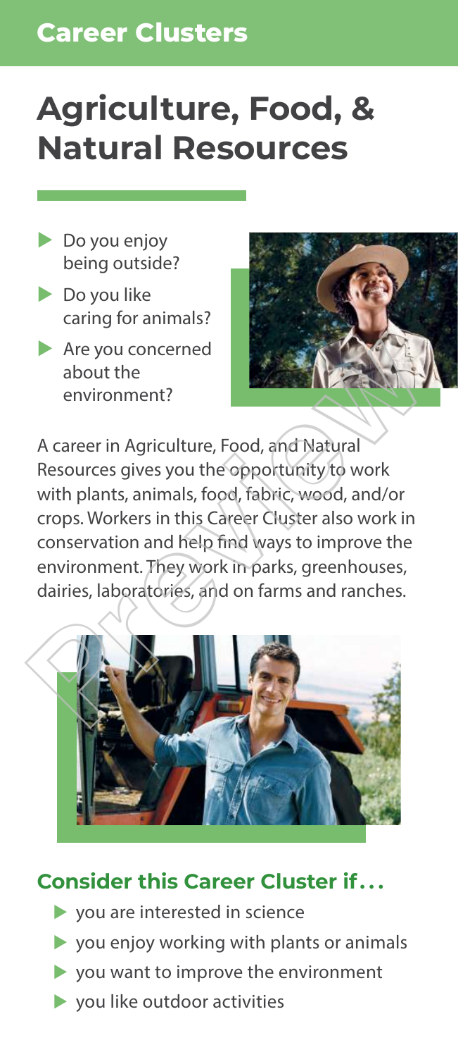## Career Clusters

# Agriculture, Food, & Natural Resources

- Do you enjoy being outside?
- Do you like caring for animals?
- Are you concerned about the environment?

A career in Agriculture, Food, and Natural Resources gives you the opportunity to work with plants, animals, food, fabric, wood, and/or crops. Workers in this Career Cluster also work in conservation and help find ways to improve the environment. They work in parks, greenhouses, dairies, laboratories, and on farms and ranches.

### Consider this Career Cluster if . . .

- you are interested in science
- you enjoy working with plants or animals
- you want to improve the environment
- you like outdoor activities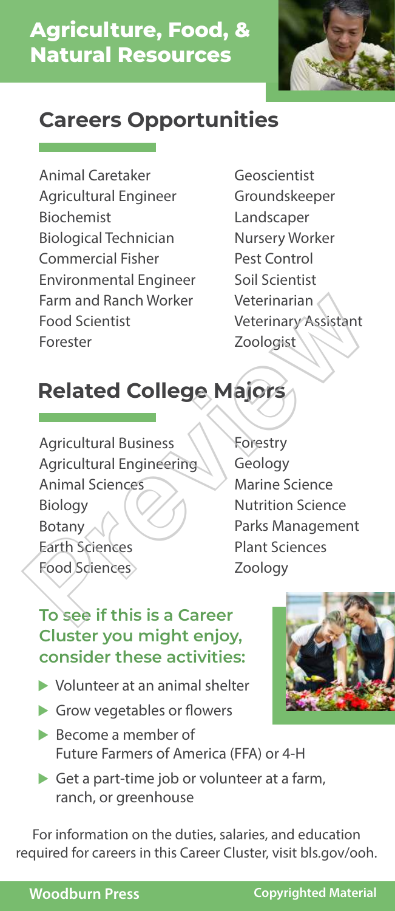# Agriculture, Food, & Natural Resources

## Careers Opportunities

- Animal Caretaker
- Agricultural Engineer
- Biochemist
- Biological Technician
- Commercial Fisher
- Environmental Engineer
- Farm and Ranch Worker
- Food Scientist
- Forester
- Geoscientist
- Groundskeeper
- Landscaper
- Nursery Worker
- Pest Control
- Soil Scientist
- Veterinarian
- Veterinary Assistant
- Zoologist

## Related College Majors

- Agricultural Business
- Agricultural Engineering
- Animal Sciences
- Biology
- Botany
- Earth Sciences
- Food Sciences
- Forestry
- Geology
- Marine Science
- Nutrition Science
- Parks Management
- Plant Sciences
- Zoology

### To see if this is a Career Cluster you might enjoy, consider these activities:

- Volunteer at an animal shelter
- Grow vegetables or flowers
- Become a member of Future Farmers of America (FFA) or 4-H
- Get a part-time job or volunteer at a farm, ranch, or greenhouse

For information on the duties, salaries, and education required for careers in this Career Cluster, visit bls.gov/ooh.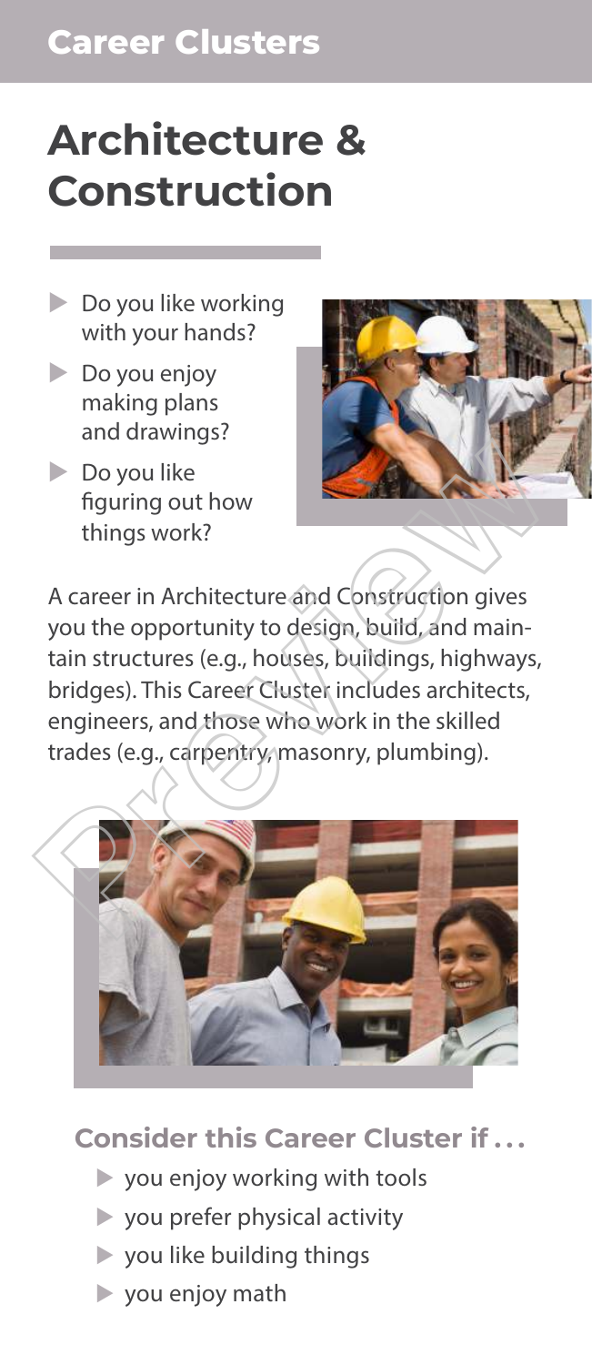Career Clusters

# Architecture & Construction

- Do you like working with your hands?
- Do you enjoy making plans and drawings?
- Do you like figuring out how things work?

A career in Architecture and Construction gives you the opportunity to design, build, and maintain structures (e.g., houses, buildings, highways, bridges). This Career Cluster includes architects, engineers, and those who work in the skilled trades (e.g., carpentry, masonry, plumbing).

## Consider this Career Cluster if . . .

- you enjoy working with tools
- you prefer physical activity
- you like building things
- you enjoy math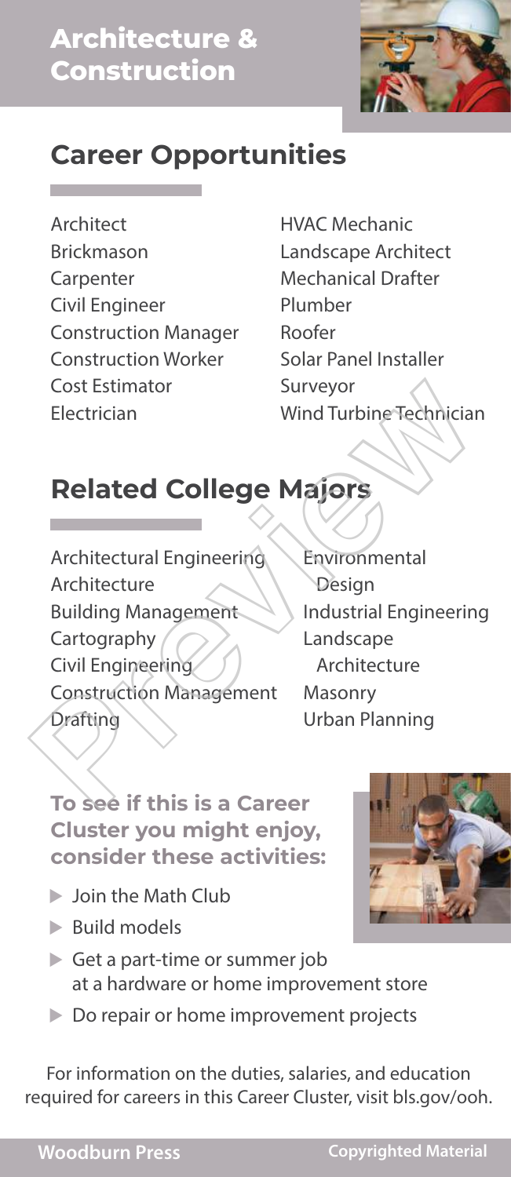# Architecture & Construction

## Career Opportunities

- Architect
- Brickmason
- Carpenter
- Civil Engineer
- Construction Manager
- Construction Worker
- Cost Estimator
- Electrician
- HVAC Mechanic
- Landscape Architect
- Mechanical Drafter
- Plumber
- Roofer
- Solar Panel Installer
- Surveyor
- Wind Turbine Technician

## Related College Majors

- Architectural Engineering
- Architecture
- Building Management
- Cartography
- Civil Engineering
- Construction Management
- Drafting
- Environmental Design
- Industrial Engineering
- Landscape Architecture
- Masonry
- Urban Planning

### To see if this is a Career Cluster you might enjoy, consider these activities:

- Join the Math Club
- Build models
- Get a part-time or summer job at a hardware or home improvement store
- Do repair or home improvement projects

For information on the duties, salaries, and education required for careers in this Career Cluster, visit bls.gov/ooh.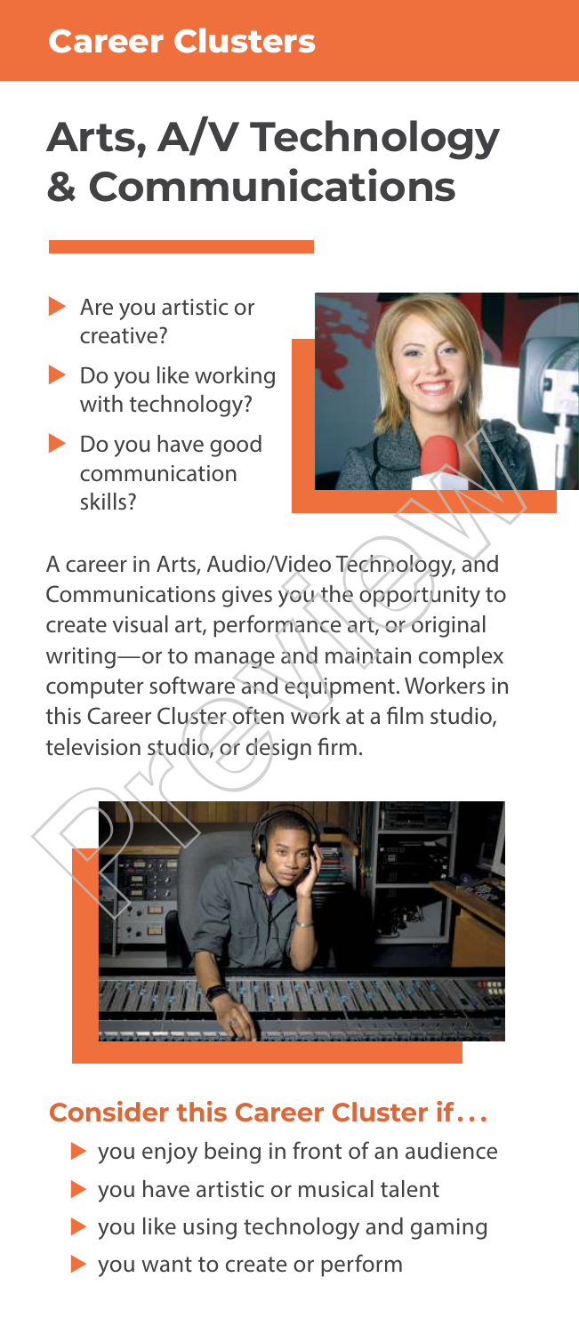## Career Clusters

# Arts, A/V Technology & Communications

- Are you artistic or creative?
- Do you like working with technology?
- Do you have good communication skills?

A career in Arts, Audio/Video Technology, and Communications gives you the opportunity to create visual art, performance art, or original writing—or to manage and maintain complex computer software and equipment. Workers in this Career Cluster often work at a film studio, television studio, or design firm.

### Consider this Career Cluster if . . .

- you enjoy being in front of an audience
- you have artistic or musical talent
- you like using technology and gaming
- you want to create or perform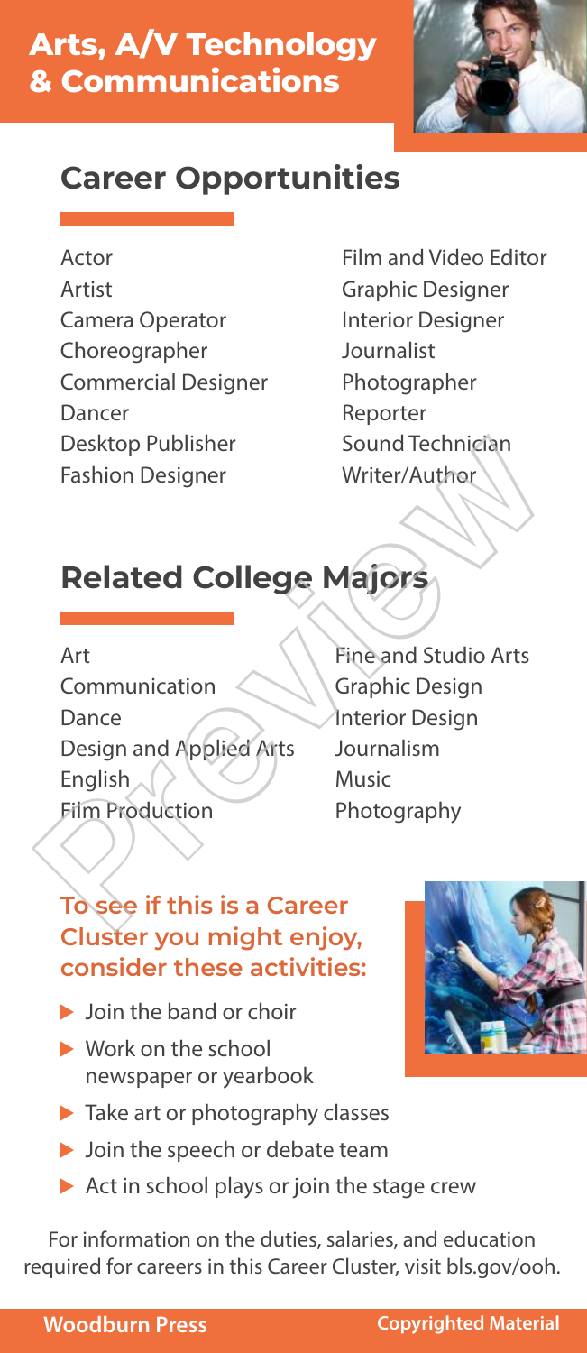# Arts, A/V Technology & Communications

## Career Opportunities

- Actor
- Artist
- Camera Operator
- Choreographer
- Commercial Designer
- Dancer
- Desktop Publisher
- Fashion Designer
- Film and Video Editor
- Graphic Designer
- Interior Designer
- Journalist
- Photographer
- Reporter
- Sound Technician
- Writer/Author

## Related College Majors

- Art
- Communication
- Dance
- Design and Applied Arts
- English
- Film Production
- Fine and Studio Arts
- Graphic Design
- Interior Design
- Journalism
- Music
- Photography

### To see if this is a Career Cluster you might enjoy, consider these activities:

- Join the band or choir
- Work on the school newspaper or yearbook
- Take art or photography classes
- Join the speech or debate team
- Act in school plays or join the stage crew

For information on the duties, salaries, and education required for careers in this Career Cluster, visit bls.gov/ooh.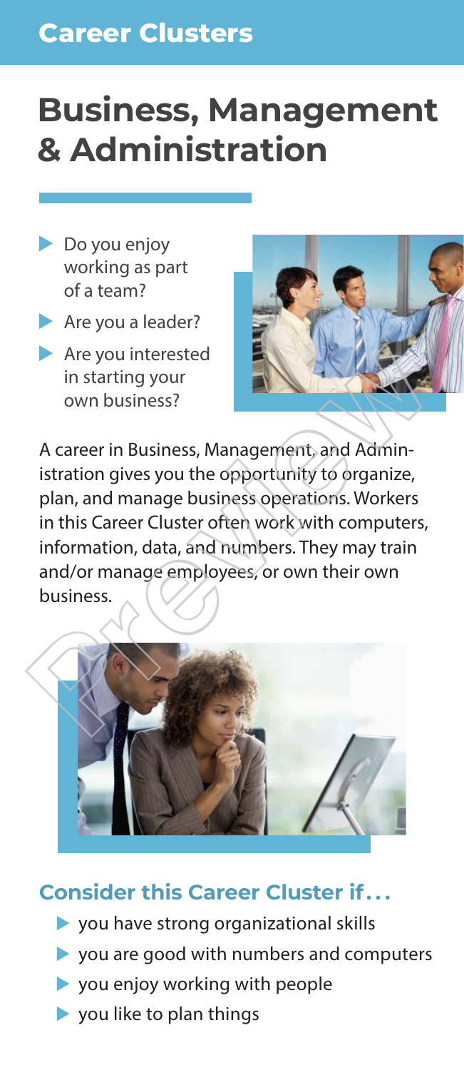## Career Clusters

# Business, Management & Administration

- Do you enjoy working as part of a team?
- Are you a leader?
- Are you interested in starting your own business?

A career in Business, Management, and Administration gives you the opportunity to organize, plan, and manage business operations. Workers in this Career Cluster often work with computers, information, data, and numbers. They may train and/or manage employees, or own their own business.

### Consider this Career Cluster if . . .

- you have strong organizational skills
- you are good with numbers and computers
- you enjoy working with people
- you like to plan things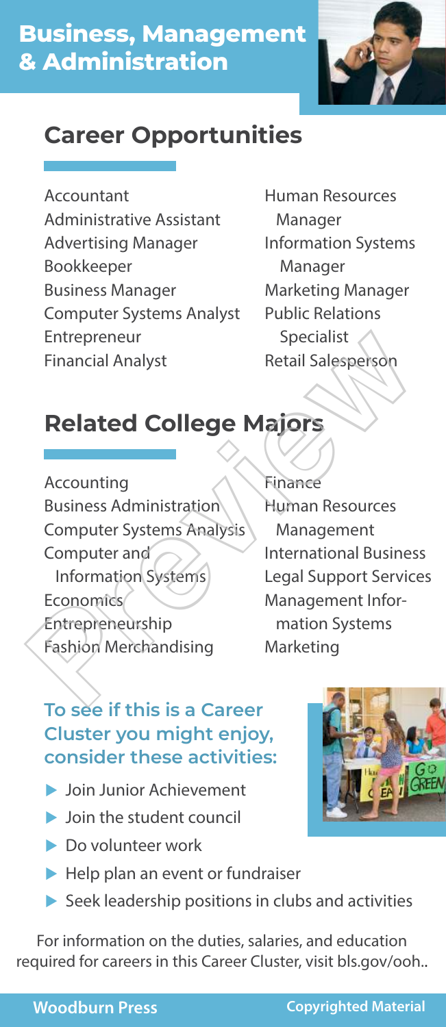# Business, Management & Administration

## Career Opportunities

- Accountant
- Administrative Assistant
- Advertising Manager
- Bookkeeper
- Business Manager
- Computer Systems Analyst
- Entrepreneur
- Financial Analyst
- Human Resources Manager
- Information Systems Manager
- Marketing Manager
- Public Relations Specialist
- Retail Salesperson

## Related College Majors

- Accounting
- Business Administration
- Computer Systems Analysis
- Computer and Information Systems
- Economics
- Entrepreneurship
- Fashion Merchandising
- Finance
- Human Resources Management
- International Business
- Legal Support Services
- Management Information Systems
- Marketing

### To see if this is a Career Cluster you might enjoy, consider these activities:

- Join Junior Achievement
- Join the student council
- Do volunteer work
- Help plan an event or fundraiser
- Seek leadership positions in clubs and activities

For information on the duties, salaries, and education required for careers in this Career Cluster, visit bls.gov/ooh..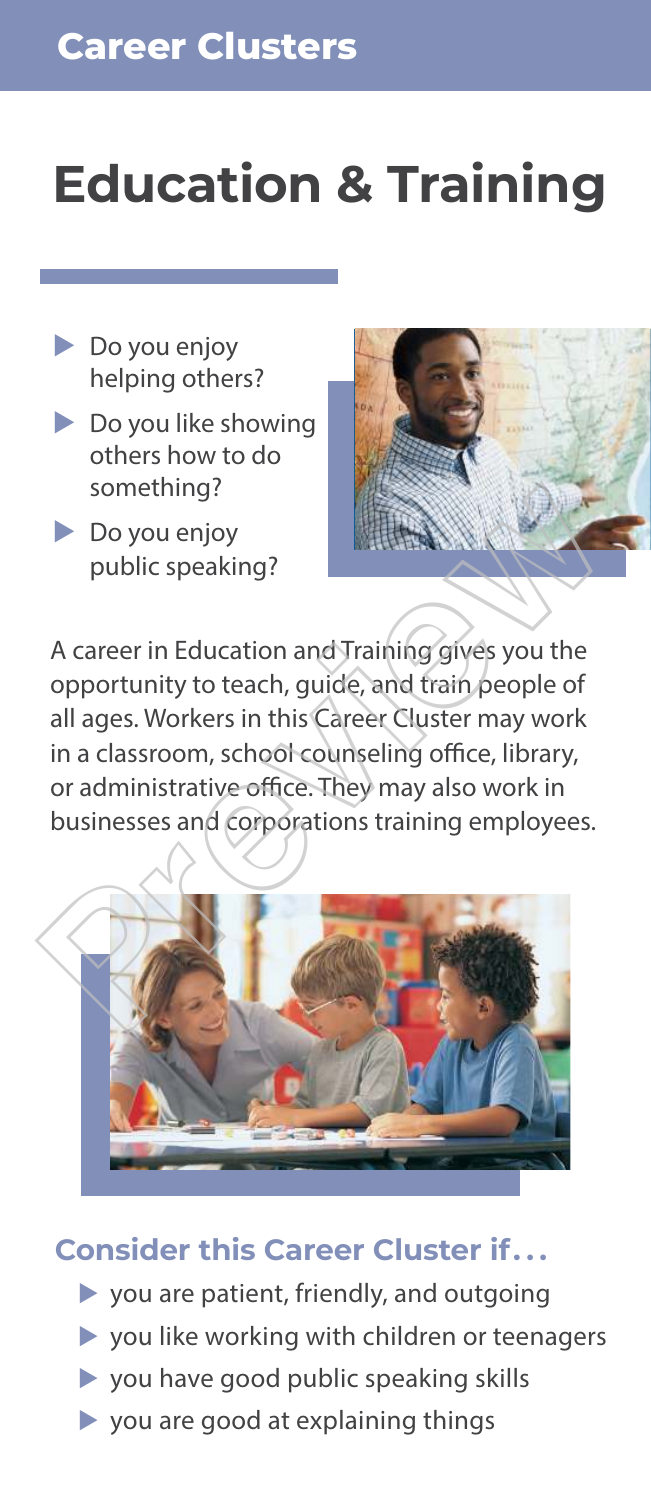# Education & Training

- Do you enjoy helping others?
- Do you like showing others how to do something?
- Do you enjoy public speaking?

A career in Education and Training gives you the opportunity to teach, guide, and train people of all ages. Workers in this Career Cluster may work in a classroom, school counseling office, library, or administrative office. They may also work in businesses and corporations training employees.

## Consider this Career Cluster if...

- you are patient, friendly, and outgoing
- you like working with children or teenagers
- you have good public speaking skills
- you are good at explaining things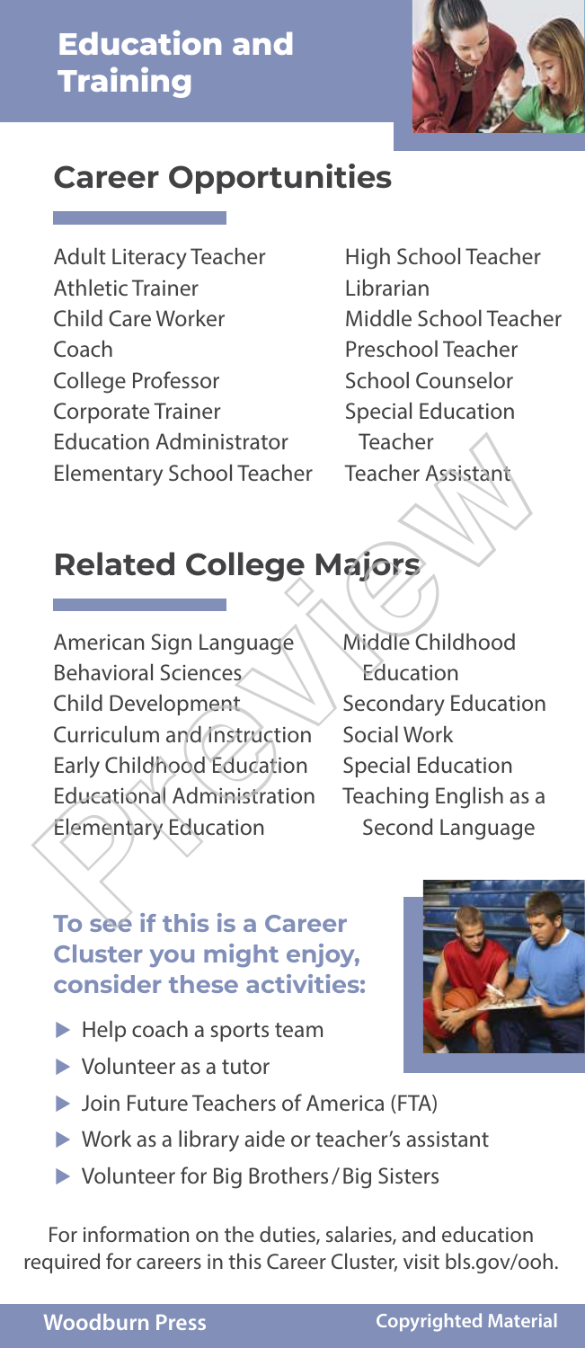# Education and Training

## Career Opportunities

- Adult Literacy Teacher
- Athletic Trainer
- Child Care Worker
- Coach
- College Professor
- Corporate Trainer
- Education Administrator
- Elementary School Teacher
- High School Teacher
- Librarian
- Middle School Teacher
- Preschool Teacher
- School Counselor
- Special Education Teacher
- Teacher Assistant

## Related College Majors

- American Sign Language
- Behavioral Sciences
- Child Development
- Curriculum and Instruction
- Early Childhood Education
- Educational Administration
- Elementary Education
- Middle Childhood Education
- Secondary Education
- Social Work
- Special Education
- Teaching English as a Second Language

### To see if this is a Career Cluster you might enjoy, consider these activities:

- Help coach a sports team
- Volunteer as a tutor
- Join Future Teachers of America (FTA)
- Work as a library aide or teacher's assistant
- Volunteer for Big Brothers/Big Sisters

For information on the duties, salaries, and education required for careers in this Career Cluster, visit bls.gov/ooh.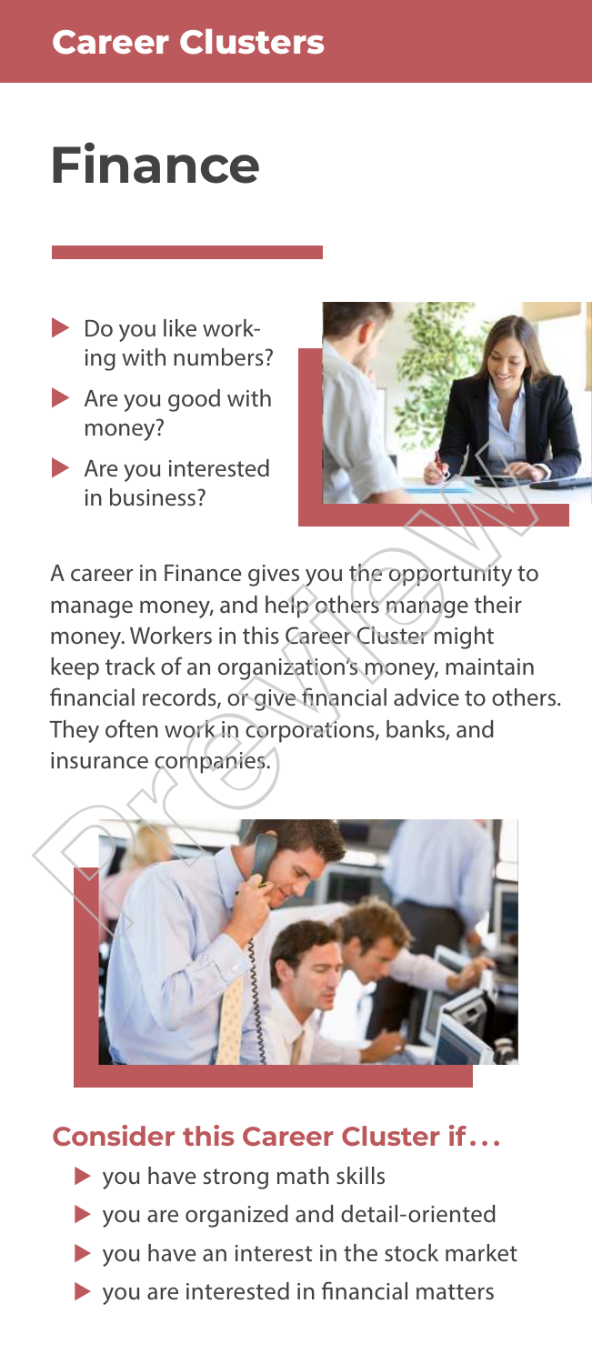## Career Clusters

# Finance

- Do you like working with numbers?
- Are you good with money?
- Are you interested in business?

A career in Finance gives you the opportunity to manage money, and help others manage their money. Workers in this Career Cluster might keep track of an organization's money, maintain financial records, or give financial advice to others. They often work in corporations, banks, and insurance companies.

### Consider this Career Cluster if . . .

- you have strong math skills
- you are organized and detail-oriented
- you have an interest in the stock market
- you are interested in financial matters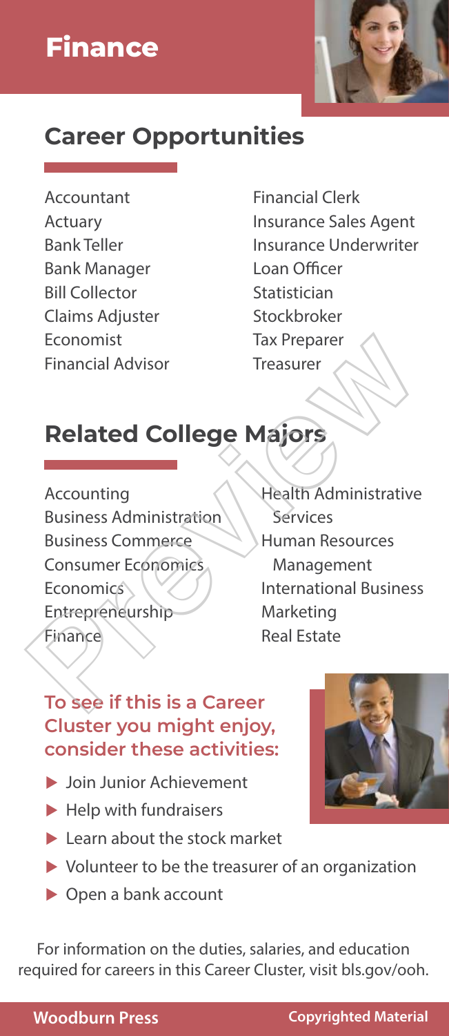# Finance

## Career Opportunities

- Accountant
- Actuary
- Bank Teller
- Bank Manager
- Bill Collector
- Claims Adjuster
- Economist
- Financial Advisor
- Financial Clerk
- Insurance Sales Agent
- Insurance Underwriter
- Loan Officer
- Statistician
- Stockbroker
- Tax Preparer
- Treasurer

## Related College Majors

- Accounting
- Business Administration
- Business Commerce
- Consumer Economics
- Economics
- Entrepreneurship
- Finance
- Health Administrative Services
- Human Resources Management
- International Business
- Marketing
- Real Estate

### To see if this is a Career Cluster you might enjoy, consider these activities:

- Join Junior Achievement
- Help with fundraisers
- Learn about the stock market
- Volunteer to be the treasurer of an organization
- Open a bank account

For information on the duties, salaries, and education required for careers in this Career Cluster, visit bls.gov/ooh.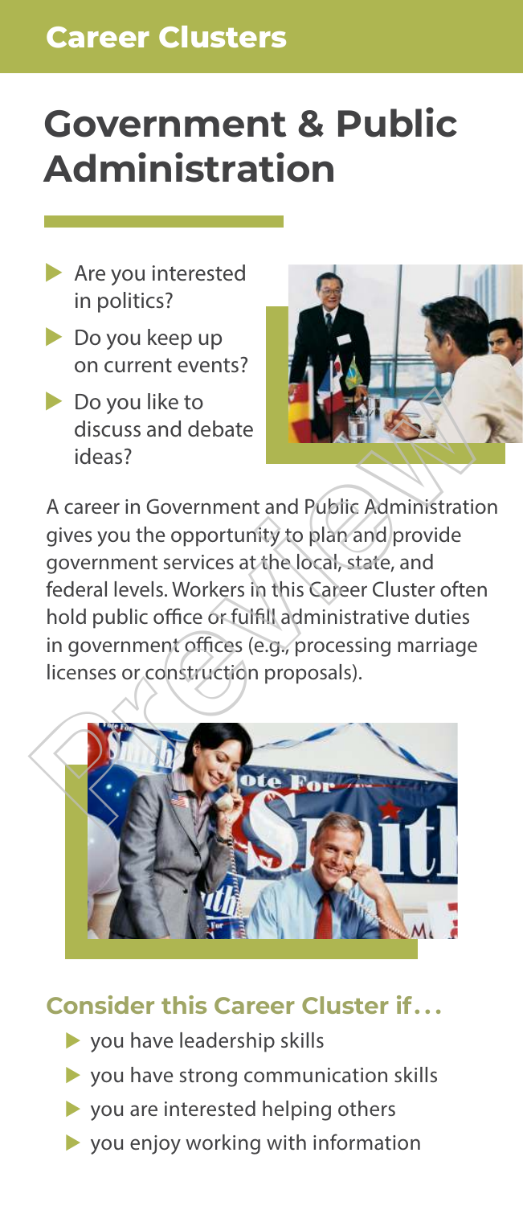# Career Clusters

# Government & Public Administration

- Are you interested in politics?
- Do you keep up on current events?
- Do you like to discuss and debate ideas?

A career in Government and Public Administration gives you the opportunity to plan and provide government services at the local, state, and federal levels. Workers in this Career Cluster often hold public office or fulfill administrative duties in government offices (e.g., processing marriage licenses or construction proposals).

## Consider this Career Cluster if . . .

- you have leadership skills
- you have strong communication skills
- you are interested helping others
- you enjoy working with information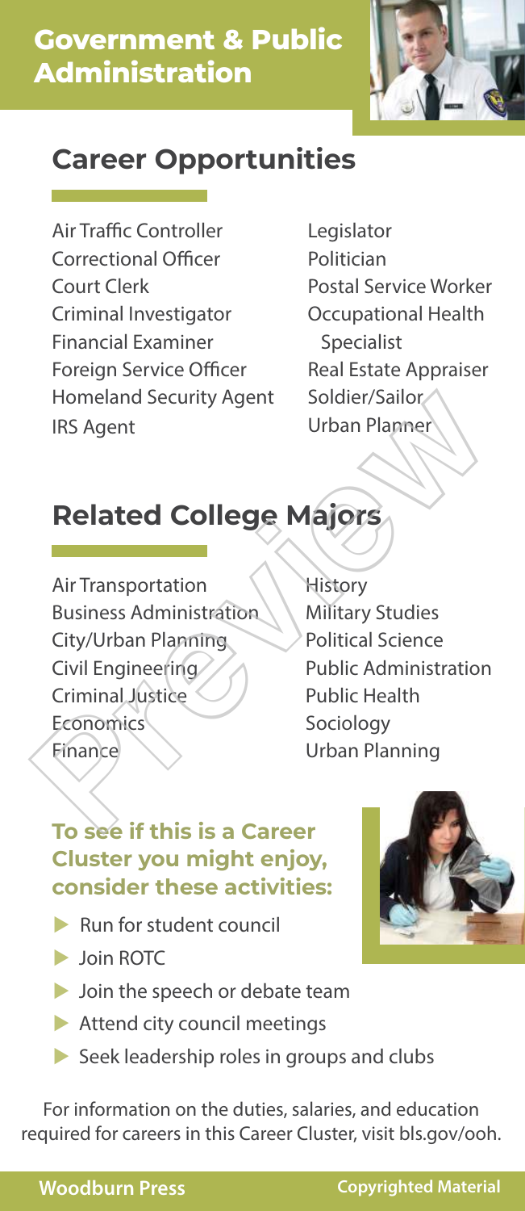# Government & Public Administration

## Career Opportunities

- Air Traffic Controller
- Correctional Officer
- Court Clerk
- Criminal Investigator
- Financial Examiner
- Foreign Service Officer
- Homeland Security Agent
- IRS Agent
- Legislator
- Politician
- Postal Service Worker
- Occupational Health Specialist
- Real Estate Appraiser
- Soldier/Sailor
- Urban Planner

## Related College Majors

- Air Transportation
- Business Administration
- City/Urban Planning
- Civil Engineering
- Criminal Justice
- Economics
- Finance
- History
- Military Studies
- Political Science
- Public Administration
- Public Health
- Sociology
- Urban Planning

### To see if this is a Career Cluster you might enjoy, consider these activities:

- Run for student council
- Join ROTC
- Join the speech or debate team
- Attend city council meetings
- Seek leadership roles in groups and clubs

For information on the duties, salaries, and education required for careers in this Career Cluster, visit bls.gov/ooh.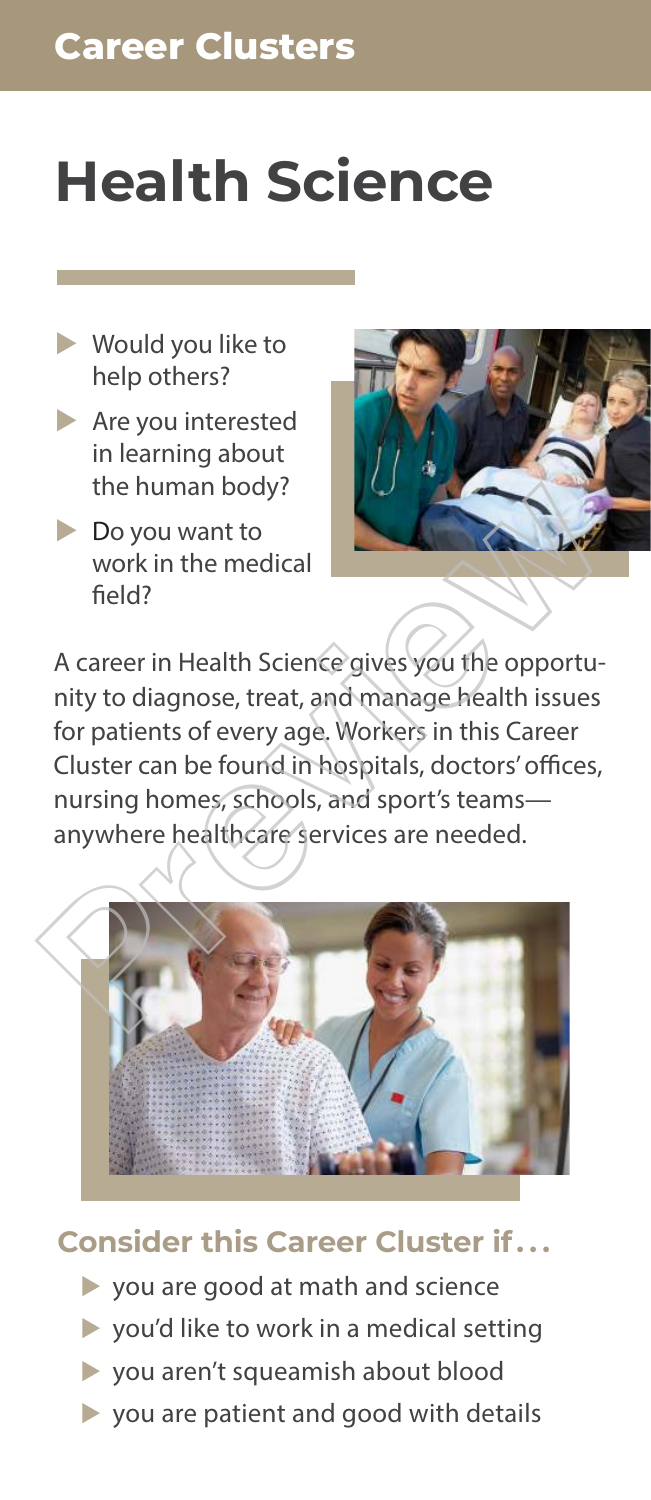## Career Clusters

# Health Science

- Would you like to help others?
- Are you interested in learning about the human body?
- Do you want to work in the medical field?

A career in Health Science gives you the opportunity to diagnose, treat, and manage health issues for patients of every age. Workers in this Career Cluster can be found in hospitals, doctors' offices, nursing homes, schools, and sport's teams—anywhere healthcare services are needed.

### Consider this Career Cluster if...

- you are good at math and science
- you'd like to work in a medical setting
- you aren't squeamish about blood
- you are patient and good with details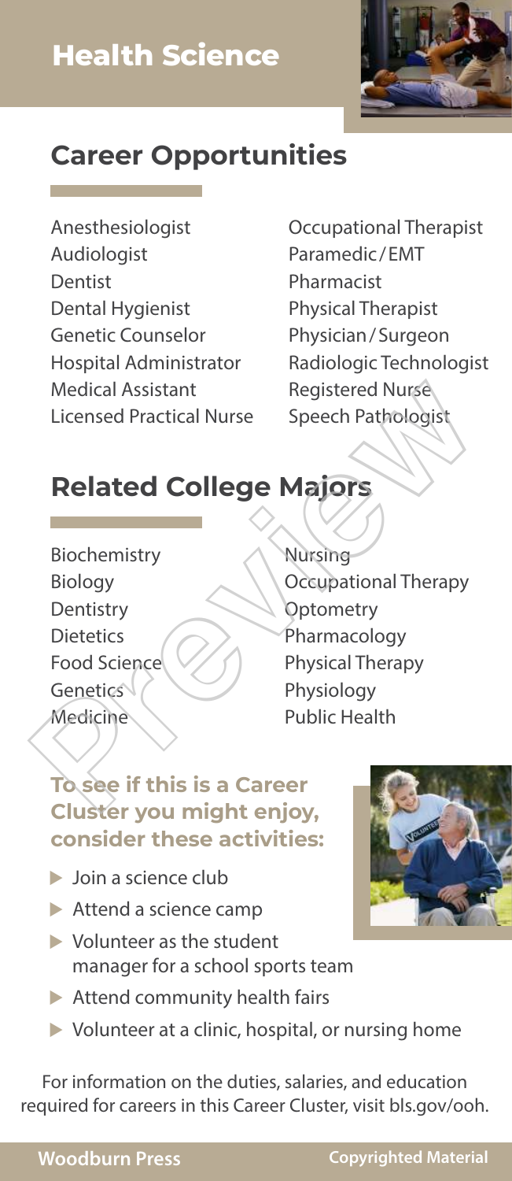# Health Science

## Career Opportunities

- Anesthesiologist
- Audiologist
- Dentist
- Dental Hygienist
- Genetic Counselor
- Hospital Administrator
- Medical Assistant
- Licensed Practical Nurse
- Occupational Therapist
- Paramedic / EMT
- Pharmacist
- Physical Therapist
- Physician / Surgeon
- Radiologic Technologist
- Registered Nurse
- Speech Pathologist

## Related College Majors

- Biochemistry
- Biology
- Dentistry
- Dietetics
- Food Science
- Genetics
- Medicine
- Nursing
- Occupational Therapy
- Optometry
- Pharmacology
- Physical Therapy
- Physiology
- Public Health

### To see if this is a Career Cluster you might enjoy, consider these activities:

- Join a science club
- Attend a science camp
- Volunteer as the student manager for a school sports team
- Attend community health fairs
- Volunteer at a clinic, hospital, or nursing home

For information on the duties, salaries, and education required for careers in this Career Cluster, visit bls.gov/ooh.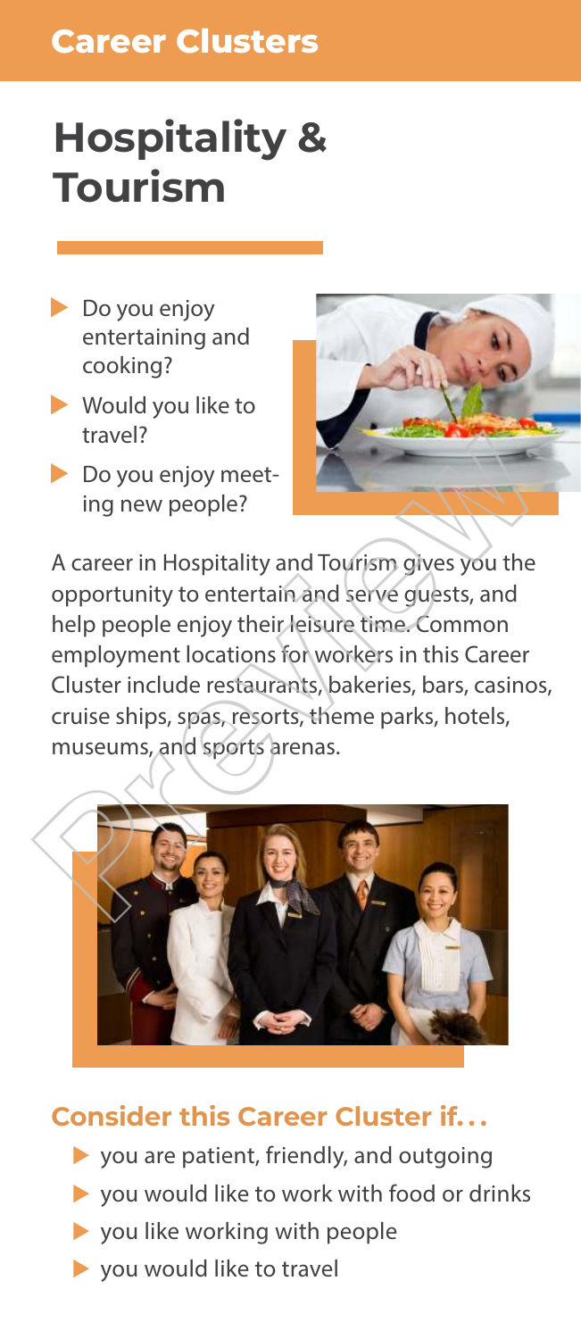## Career Clusters

# Hospitality & Tourism

- Do you enjoy entertaining and cooking?
- Would you like to travel?
- Do you enjoy meeting new people?

A career in Hospitality and Tourism gives you the opportunity to entertain and serve guests, and help people enjoy their leisure time. Common employment locations for workers in this Career Cluster include restaurants, bakeries, bars, casinos, cruise ships, spas, resorts, theme parks, hotels, museums, and sports arenas.

### Consider this Career Cluster if…

- you are patient, friendly, and outgoing
- you would like to work with food or drinks
- you like working with people
- you would like to travel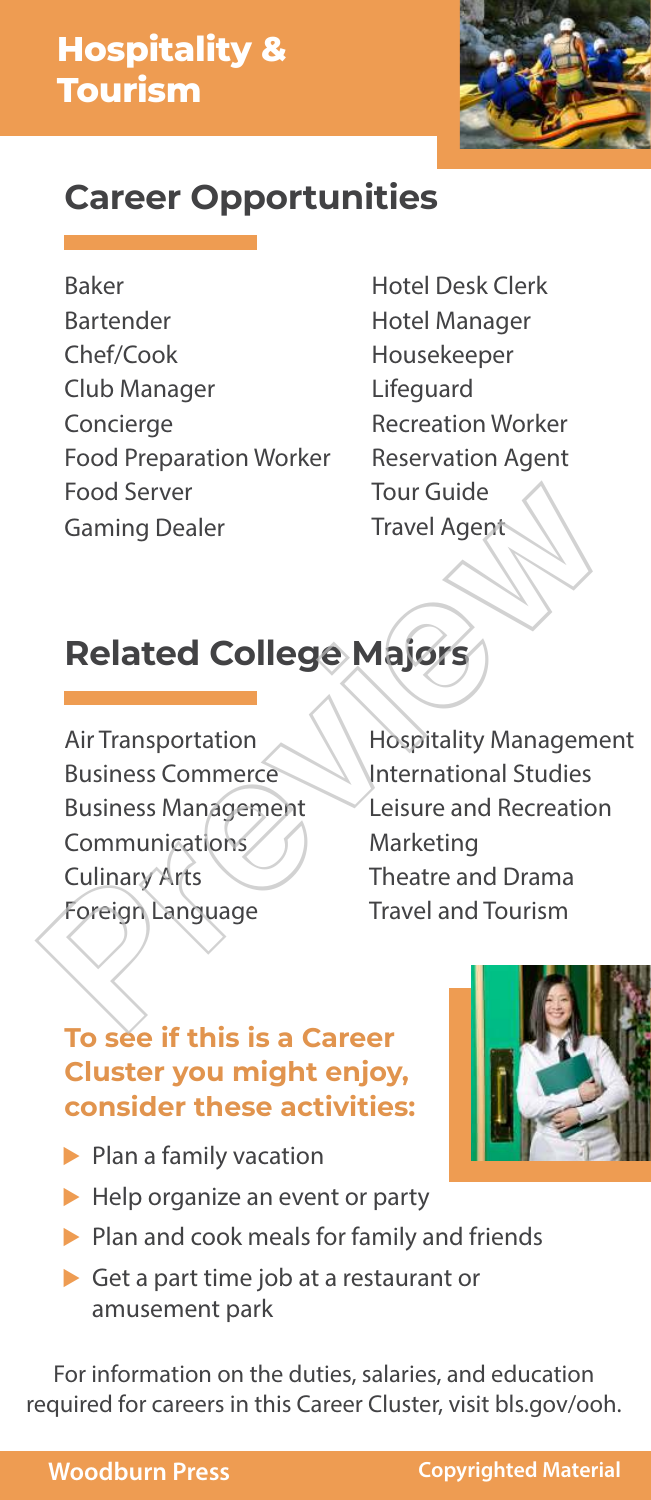# Hospitality & Tourism

## Career Opportunities

- Baker
- Bartender
- Chef/Cook
- Club Manager
- Concierge
- Food Preparation Worker
- Food Server
- Gaming Dealer
- Hotel Desk Clerk
- Hotel Manager
- Housekeeper
- Lifeguard
- Recreation Worker
- Reservation Agent
- Tour Guide
- Travel Agent

## Related College Majors

- Air Transportation
- Business Commerce
- Business Management
- Communications
- Culinary Arts
- Foreign Language
- Hospitality Management
- International Studies
- Leisure and Recreation
- Marketing
- Theatre and Drama
- Travel and Tourism

### To see if this is a Career Cluster you might enjoy, consider these activities:

- Plan a family vacation
- Help organize an event or party
- Plan and cook meals for family and friends
- Get a part time job at a restaurant or amusement park

For information on the duties, salaries, and education required for careers in this Career Cluster, visit bls.gov/ooh.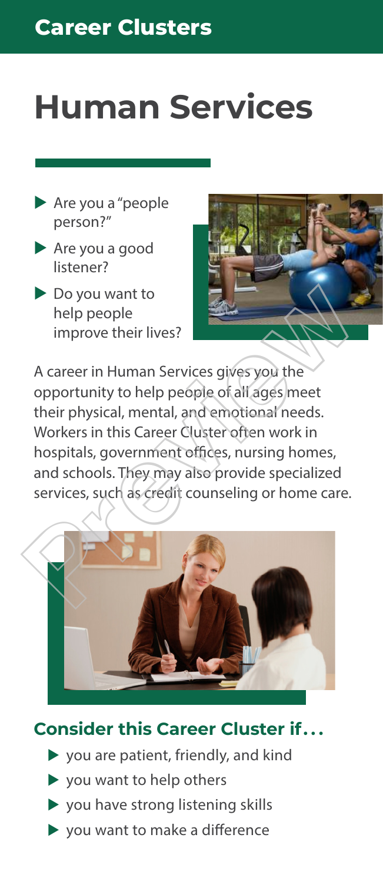## Career Clusters

# Human Services

- Are you a "people person?"
- Are you a good listener?
- Do you want to help people improve their lives?

A career in Human Services gives you the opportunity to help people of all ages meet their physical, mental, and emotional needs. Workers in this Career Cluster often work in hospitals, government offices, nursing homes, and schools. They may also provide specialized services, such as credit counseling or home care.

### Consider this Career Cluster if...

- you are patient, friendly, and kind
- you want to help others
- you have strong listening skills
- you want to make a difference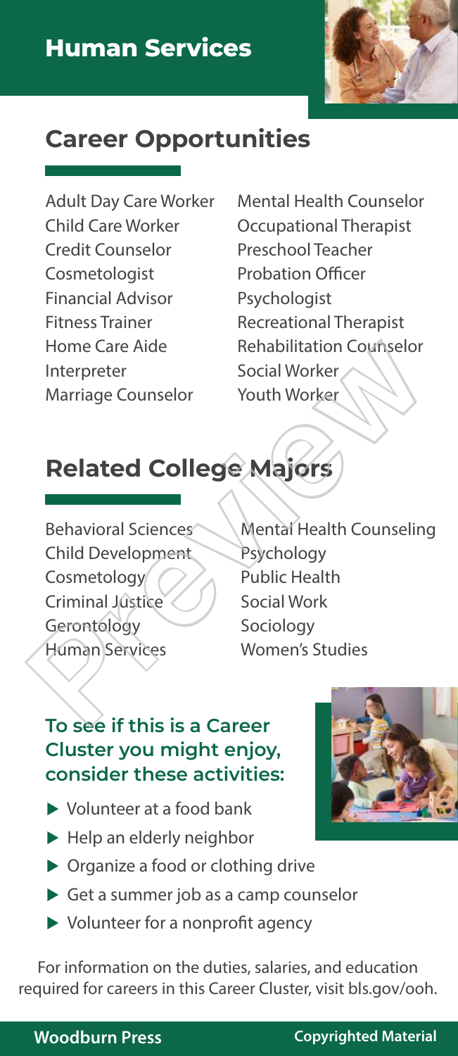# Human Services

## Career Opportunities

- Adult Day Care Worker
- Child Care Worker
- Credit Counselor
- Cosmetologist
- Financial Advisor
- Fitness Trainer
- Home Care Aide
- Interpreter
- Marriage Counselor
- Mental Health Counselor
- Occupational Therapist
- Preschool Teacher
- Probation Officer
- Psychologist
- Recreational Therapist
- Rehabilitation Counselor
- Social Worker
- Youth Worker

## Related College Majors

- Behavioral Sciences
- Child Development
- Cosmetology
- Criminal Justice
- Gerontology
- Human Services
- Mental Health Counseling
- Psychology
- Public Health
- Social Work
- Sociology
- Women's Studies

### To see if this is a Career Cluster you might enjoy, consider these activities:

- Volunteer at a food bank
- Help an elderly neighbor
- Organize a food or clothing drive
- Get a summer job as a camp counselor
- Volunteer for a nonprofit agency

For information on the duties, salaries, and education required for careers in this Career Cluster, visit bls.gov/ooh.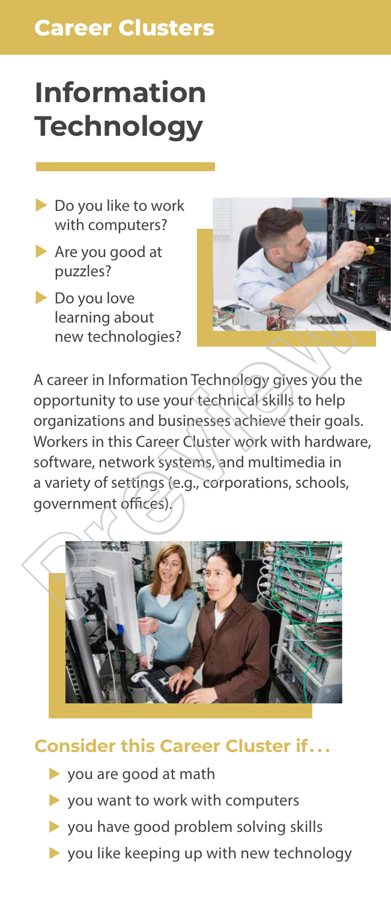## Career Clusters

# Information Technology

- Do you like to work with computers?
- Are you good at puzzles?
- Do you love learning about new technologies?

A career in Information Technology gives you the opportunity to use your technical skills to help organizations and businesses achieve their goals. Workers in this Career Cluster work with hardware, software, network systems, and multimedia in a variety of settings (e.g., corporations, schools, government offices).

### Consider this Career Cluster if...

- you are good at math
- you want to work with computers
- you have good problem solving skills
- you like keeping up with new technology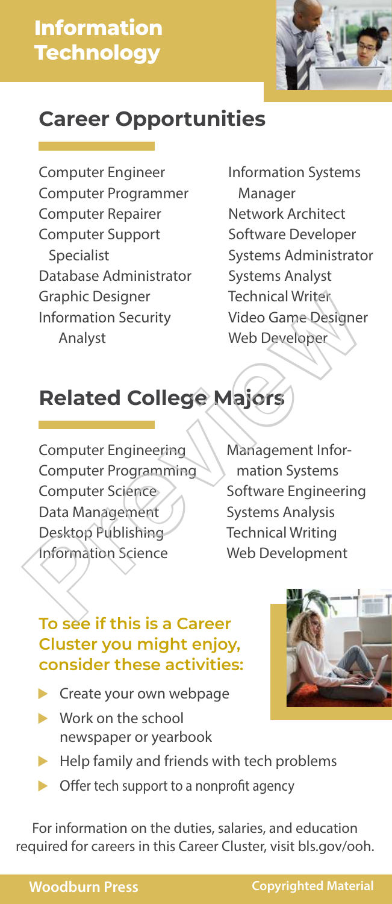# Information Technology

## Career Opportunities

- Computer Engineer
- Computer Programmer
- Computer Repairer
- Computer Support Specialist
- Database Administrator
- Graphic Designer
- Information Security Analyst
- Information Systems Manager
- Network Architect
- Software Developer
- Systems Administrator
- Systems Analyst
- Technical Writer
- Video Game Designer
- Web Developer

## Related College Majors

- Computer Engineering
- Computer Programming
- Computer Science
- Data Management
- Desktop Publishing
- Information Science
- Management Information Systems
- Software Engineering
- Systems Analysis
- Technical Writing
- Web Development

### To see if this is a Career Cluster you might enjoy, consider these activities:

- Create your own webpage
- Work on the school newspaper or yearbook
- Help family and friends with tech problems
- Offer tech support to a nonprofit agency

For information on the duties, salaries, and education required for careers in this Career Cluster, visit bls.gov/ooh.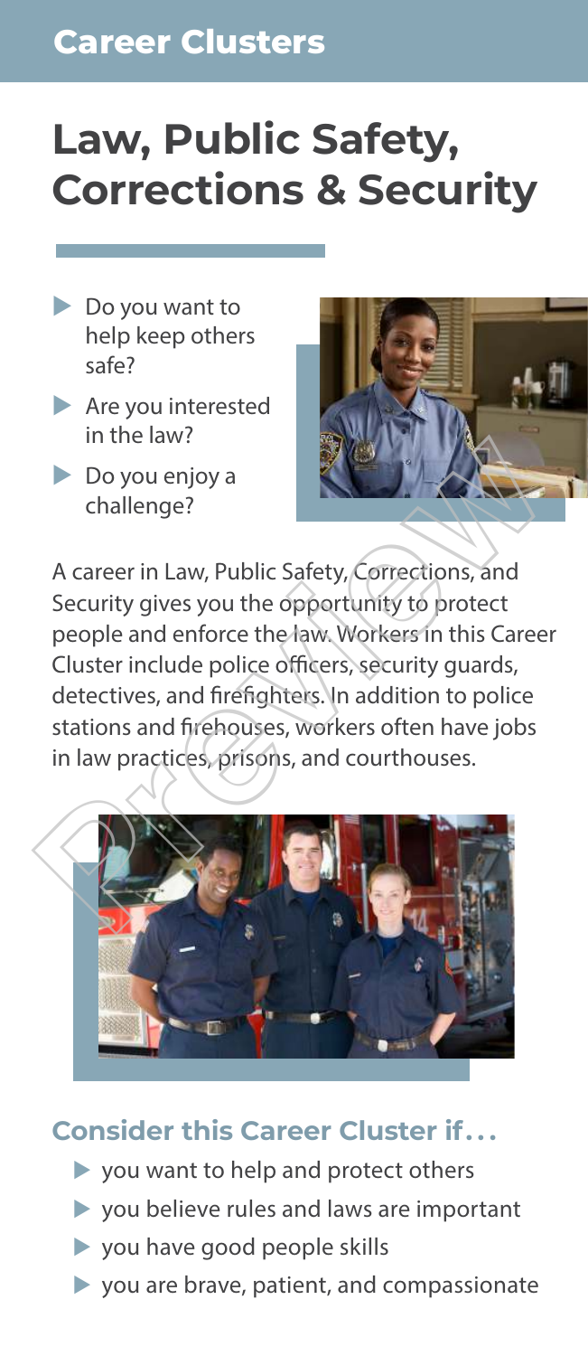## Career Clusters

# Law, Public Safety, Corrections & Security

- Do you want to help keep others safe?
- Are you interested in the law?
- Do you enjoy a challenge?

A career in Law, Public Safety, Corrections, and Security gives you the opportunity to protect people and enforce the law. Workers in this Career Cluster include police officers, security guards, detectives, and firefighters. In addition to police stations and firehouses, workers often have jobs in law practices, prisons, and courthouses.

### Consider this Career Cluster if...

- you want to help and protect others
- you believe rules and laws are important
- you have good people skills
- you are brave, patient, and compassionate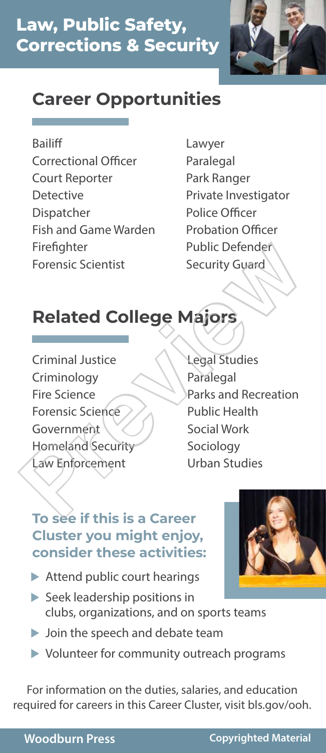# Law, Public Safety, Corrections & Security

## Career Opportunities

- Bailiff
- Correctional Officer
- Court Reporter
- Detective
- Dispatcher
- Fish and Game Warden
- Firefighter
- Forensic Scientist
- Lawyer
- Paralegal
- Park Ranger
- Private Investigator
- Police Officer
- Probation Officer
- Public Defender
- Security Guard

## Related College Majors

- Criminal Justice
- Criminology
- Fire Science
- Forensic Science
- Government
- Homeland Security
- Law Enforcement
- Legal Studies
- Paralegal
- Parks and Recreation
- Public Health
- Social Work
- Sociology
- Urban Studies

### To see if this is a Career Cluster you might enjoy, consider these activities:

- Attend public court hearings
- Seek leadership positions in clubs, organizations, and on sports teams
- Join the speech and debate team
- Volunteer for community outreach programs

For information on the duties, salaries, and education required for careers in this Career Cluster, visit bls.gov/ooh.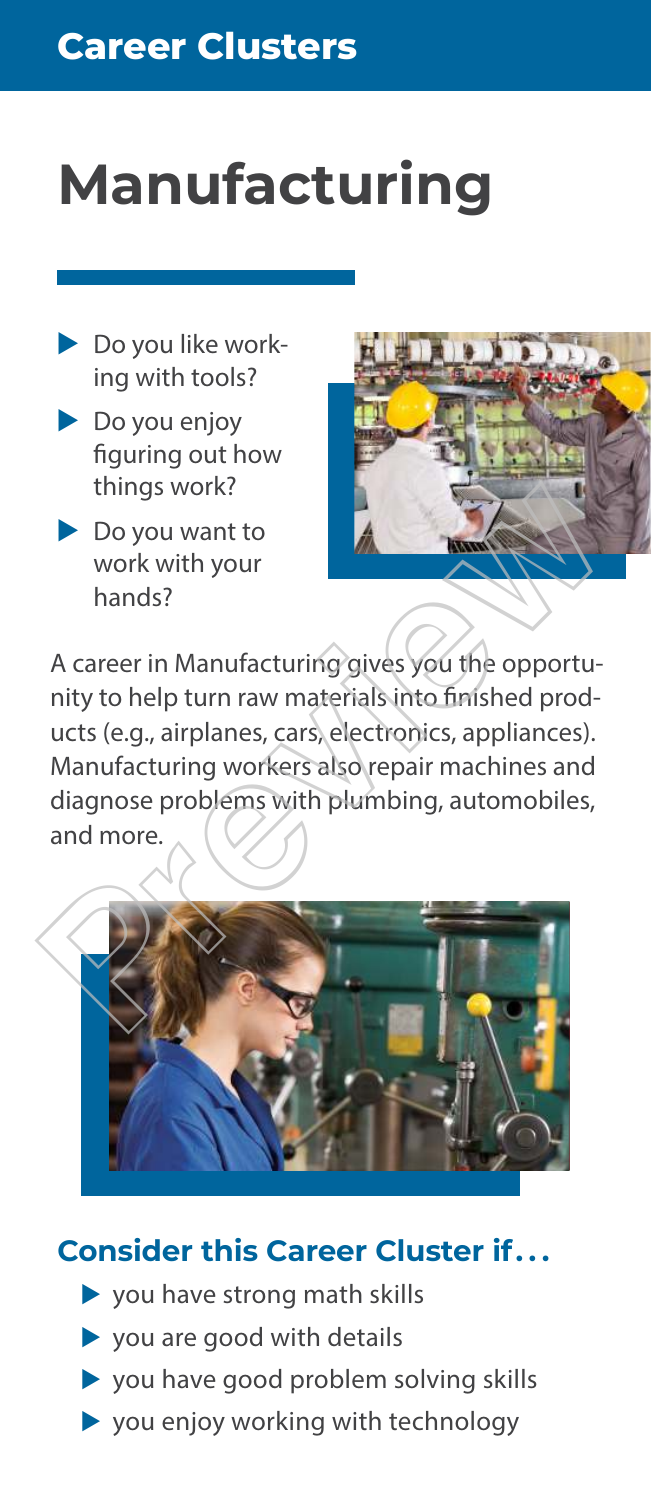# Career Clusters

# Manufacturing

- Do you like working with tools?
- Do you enjoy figuring out how things work?
- Do you want to work with your hands?

A career in Manufacturing gives you the opportunity to help turn raw materials into finished products (e.g., airplanes, cars, electronics, appliances). Manufacturing workers also repair machines and diagnose problems with plumbing, automobiles, and more.

## Consider this Career Cluster if...

- you have strong math skills
- you are good with details
- you have good problem solving skills
- you enjoy working with technology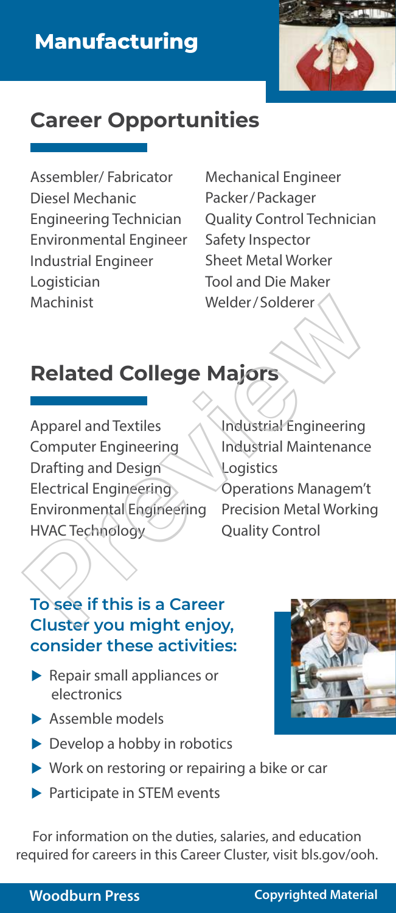# Manufacturing

## Career Opportunities

- Assembler/ Fabricator
- Diesel Mechanic
- Engineering Technician
- Environmental Engineer
- Industrial Engineer
- Logistician
- Machinist
- Mechanical Engineer
- Packer/Packager
- Quality Control Technician
- Safety Inspector
- Sheet Metal Worker
- Tool and Die Maker
- Welder/Solderer

## Related College Majors

- Apparel and Textiles
- Computer Engineering
- Drafting and Design
- Electrical Engineering
- Environmental Engineering
- HVAC Technology
- Industrial Engineering
- Industrial Maintenance
- Logistics
- Operations Managem't
- Precision Metal Working
- Quality Control

### To see if this is a Career Cluster you might enjoy, consider these activities:

- Repair small appliances or electronics
- Assemble models
- Develop a hobby in robotics
- Work on restoring or repairing a bike or car
- Participate in STEM events

For information on the duties, salaries, and education required for careers in this Career Cluster, visit bls.gov/ooh.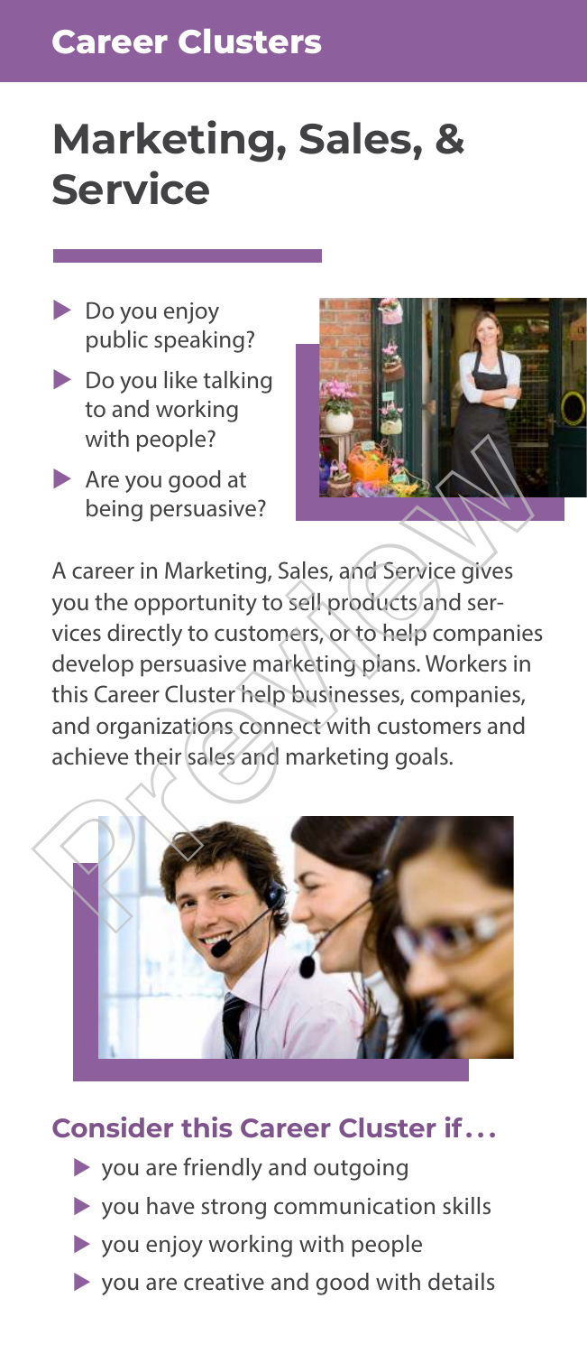Career Clusters

# Marketing, Sales, & Service

- Do you enjoy public speaking?
- Do you like talking to and working with people?
- Are you good at being persuasive?

A career in Marketing, Sales, and Service gives you the opportunity to sell products and services directly to customers, or to help companies develop persuasive marketing plans. Workers in this Career Cluster help businesses, companies, and organizations connect with customers and achieve their sales and marketing goals.

## Consider this Career Cluster if . . .

- you are friendly and outgoing
- you have strong communication skills
- you enjoy working with people
- you are creative and good with details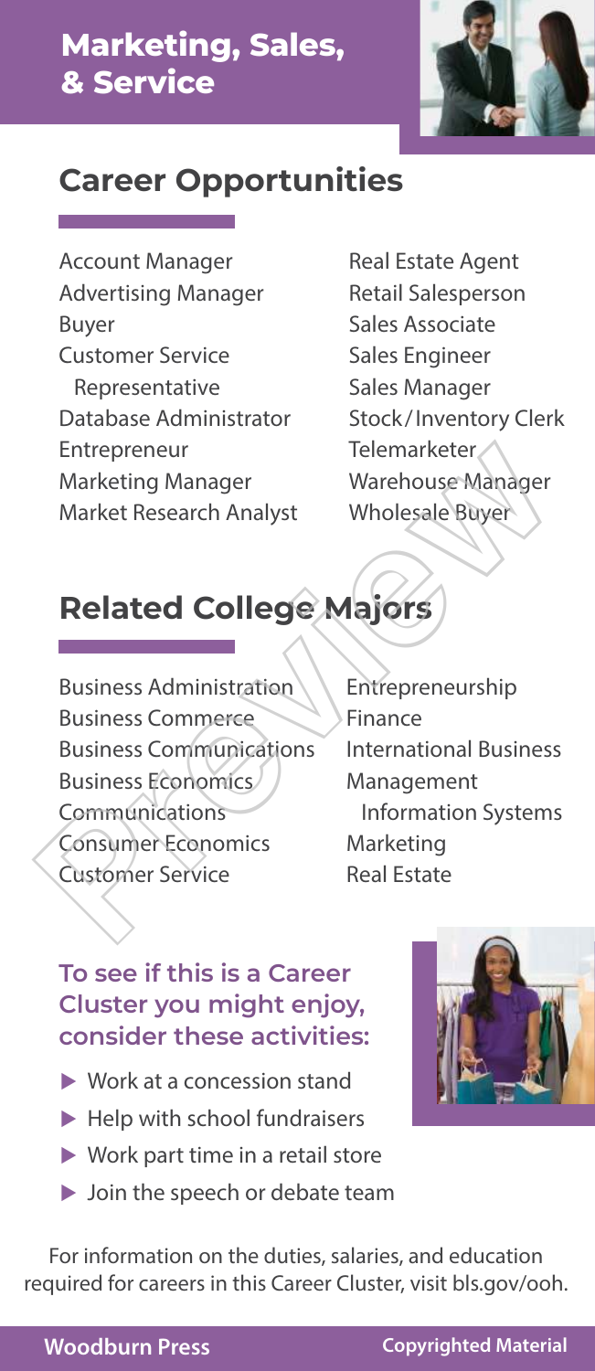# Marketing, Sales, & Service

## Career Opportunities

- Account Manager
- Advertising Manager
- Buyer
- Customer Service Representative
- Database Administrator
- Entrepreneur
- Marketing Manager
- Market Research Analyst
- Real Estate Agent
- Retail Salesperson
- Sales Associate
- Sales Engineer
- Sales Manager
- Stock/Inventory Clerk
- Telemarketer
- Warehouse Manager
- Wholesale Buyer

## Related College Majors

- Business Administration
- Business Commerce
- Business Communications
- Business Economics
- Communications
- Consumer Economics
- Customer Service
- Entrepreneurship
- Finance
- International Business
- Management Information Systems
- Marketing
- Real Estate

### To see if this is a Career Cluster you might enjoy, consider these activities:

- Work at a concession stand
- Help with school fundraisers
- Work part time in a retail store
- Join the speech or debate team

For information on the duties, salaries, and education required for careers in this Career Cluster, visit bls.gov/ooh.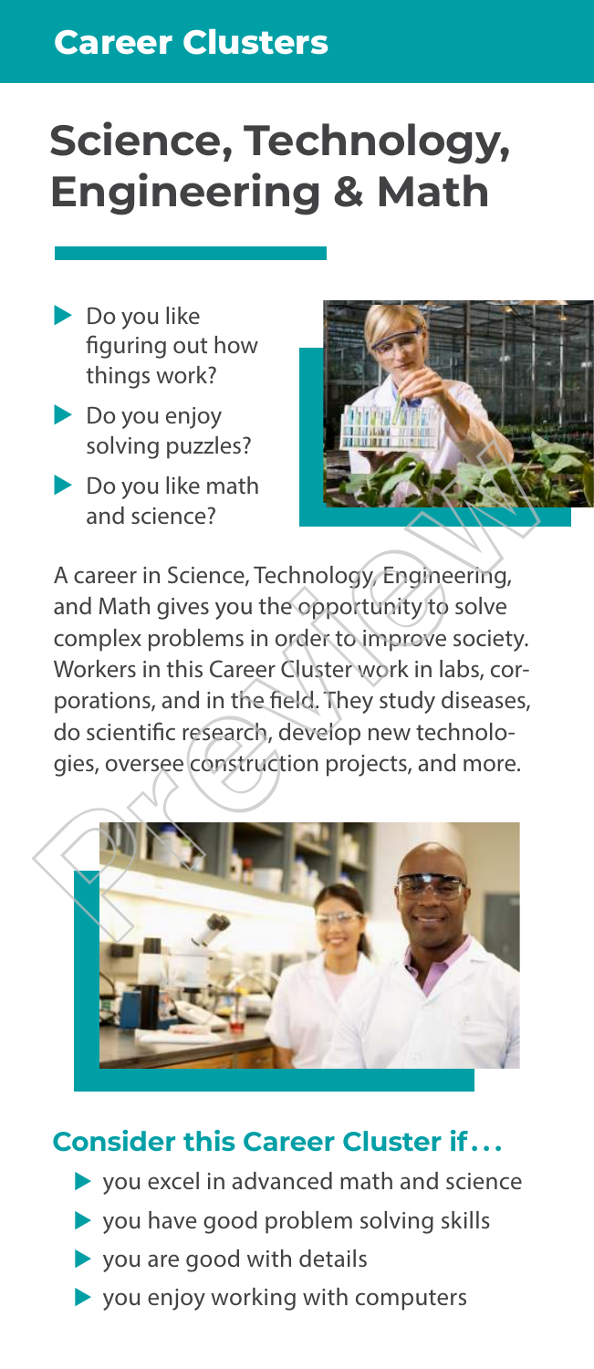## Career Clusters

# Science, Technology, Engineering & Math

- Do you like figuring out how things work?
- Do you enjoy solving puzzles?
- Do you like math and science?

A career in Science, Technology, Engineering, and Math gives you the opportunity to solve complex problems in order to improve society. Workers in this Career Cluster work in labs, corporations, and in the field. They study diseases, do scientific research, develop new technologies, oversee construction projects, and more.

### Consider this Career Cluster if...

- you excel in advanced math and science
- you have good problem solving skills
- you are good with details
- you enjoy working with computers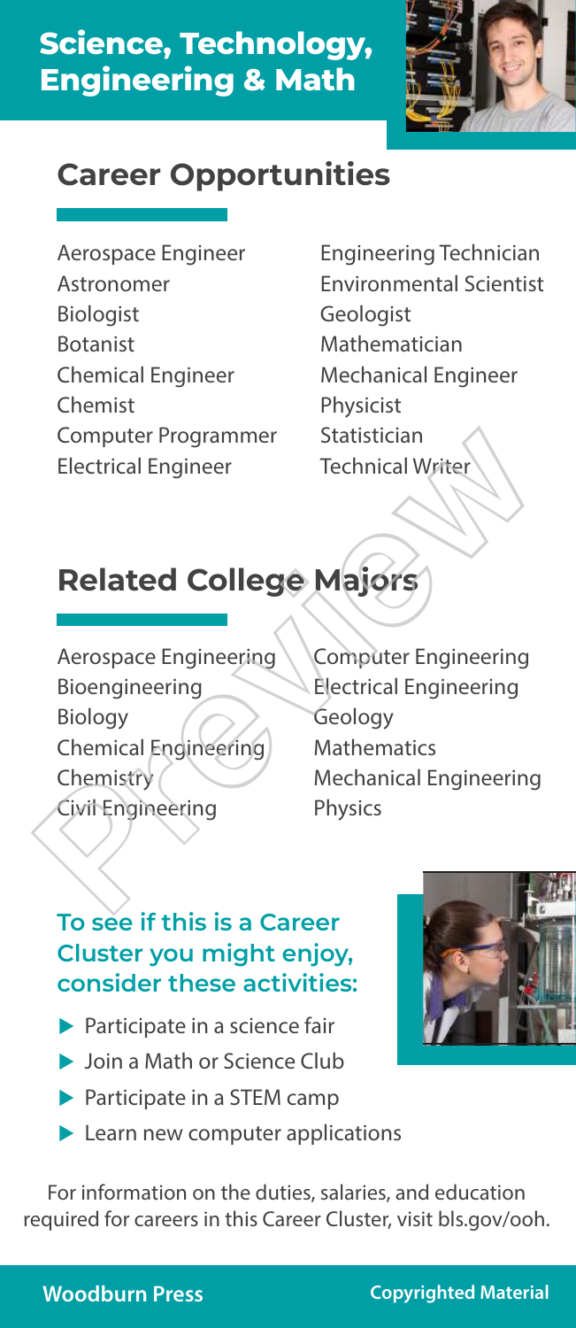# Science, Technology, Engineering & Math

## Career Opportunities

- Aerospace Engineer
- Astronomer
- Biologist
- Botanist
- Chemical Engineer
- Chemist
- Computer Programmer
- Electrical Engineer
- Engineering Technician
- Environmental Scientist
- Geologist
- Mathematician
- Mechanical Engineer
- Physicist
- Statistician
- Technical Writer

## Related College Majors

- Aerospace Engineering
- Bioengineering
- Biology
- Chemical Engineering
- Chemistry
- Civil Engineering
- Computer Engineering
- Electrical Engineering
- Geology
- Mathematics
- Mechanical Engineering
- Physics

### To see if this is a Career Cluster you might enjoy, consider these activities:

- Participate in a science fair
- Join a Math or Science Club
- Participate in a STEM camp
- Learn new computer applications

For information on the duties, salaries, and education required for careers in this Career Cluster, visit bls.gov/ooh.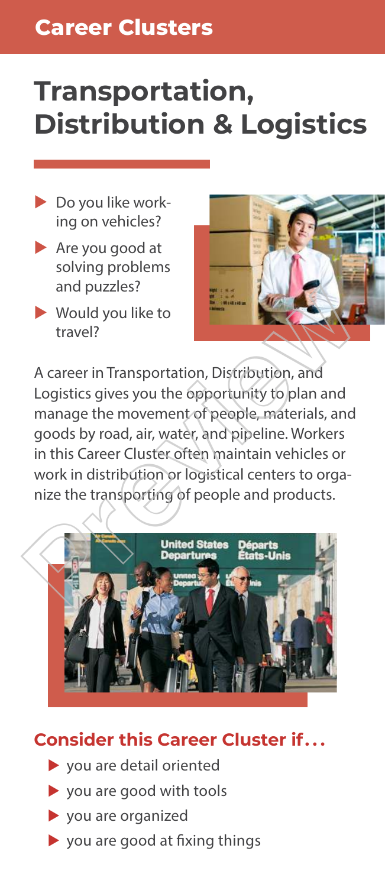## Career Clusters

# Transportation, Distribution & Logistics

- Do you like working on vehicles?
- Are you good at solving problems and puzzles?
- Would you like to travel?

A career in Transportation, Distribution, and Logistics gives you the opportunity to plan and manage the movement of people, materials, and goods by road, air, water, and pipeline. Workers in this Career Cluster often maintain vehicles or work in distribution or logistical centers to organize the transporting of people and products.

### Consider this Career Cluster if . . .

- you are detail oriented
- you are good with tools
- you are organized
- you are good at fixing things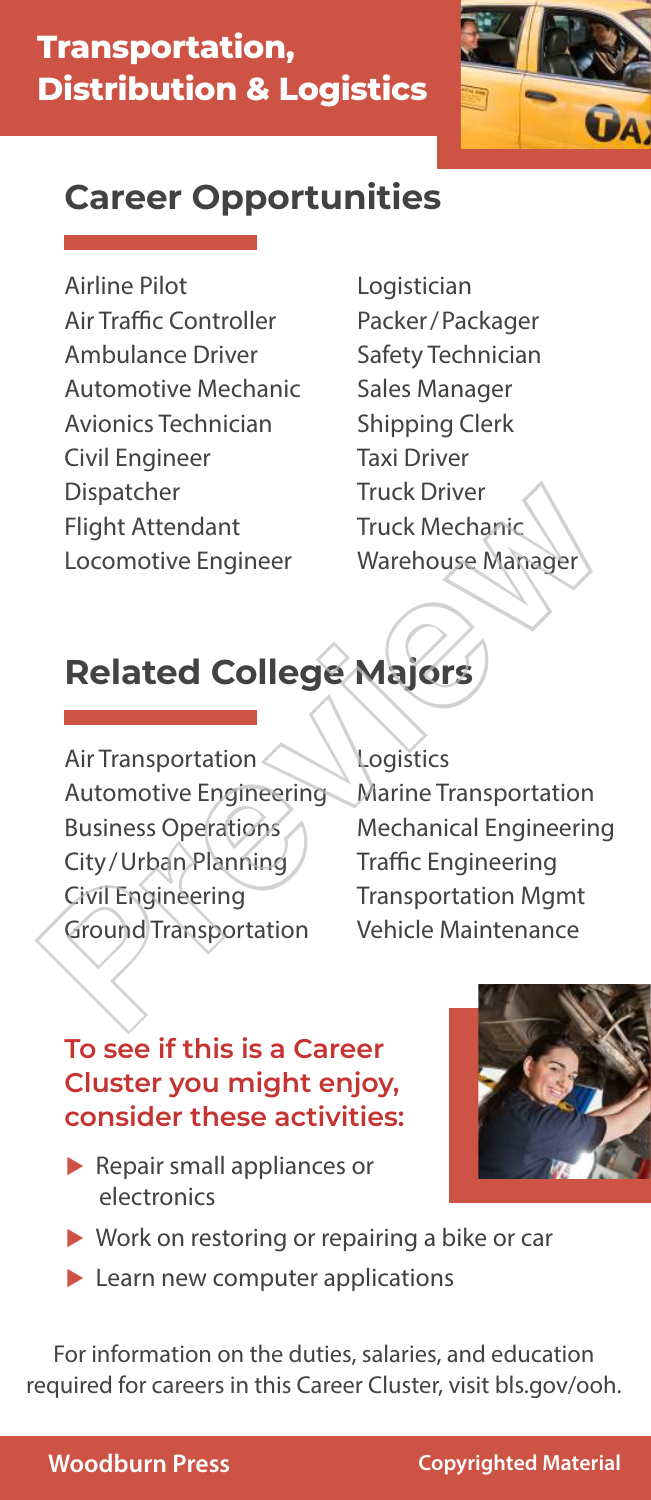# Transportation, Distribution & Logistics

## Career Opportunities

- Airline Pilot
- Air Traffic Controller
- Ambulance Driver
- Automotive Mechanic
- Avionics Technician
- Civil Engineer
- Dispatcher
- Flight Attendant
- Locomotive Engineer
- Logistician
- Packer/Packager
- Safety Technician
- Sales Manager
- Shipping Clerk
- Taxi Driver
- Truck Driver
- Truck Mechanic
- Warehouse Manager

## Related College Majors

- Air Transportation
- Automotive Engineering
- Business Operations
- City/Urban Planning
- Civil Engineering
- Ground Transportation
- Logistics
- Marine Transportation
- Mechanical Engineering
- Traffic Engineering
- Transportation Mgmt
- Vehicle Maintenance

### To see if this is a Career Cluster you might enjoy, consider these activities:

- Repair small appliances or electronics
- Work on restoring or repairing a bike or car
- Learn new computer applications

For information on the duties, salaries, and education required for careers in this Career Cluster, visit bls.gov/ooh.

**Woodburn Press** **Copyrighted Material**